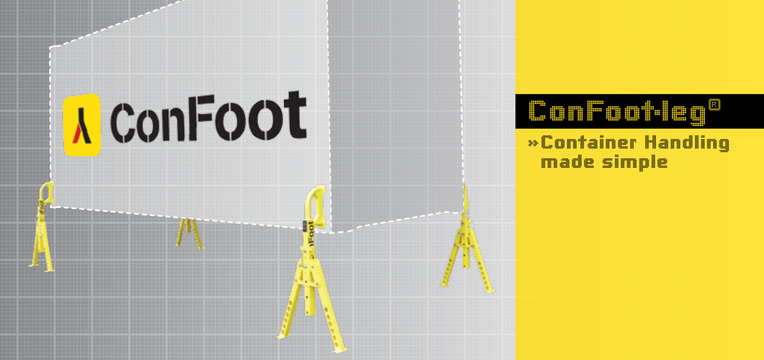# ConFoot-leg®

» Container Handling made simple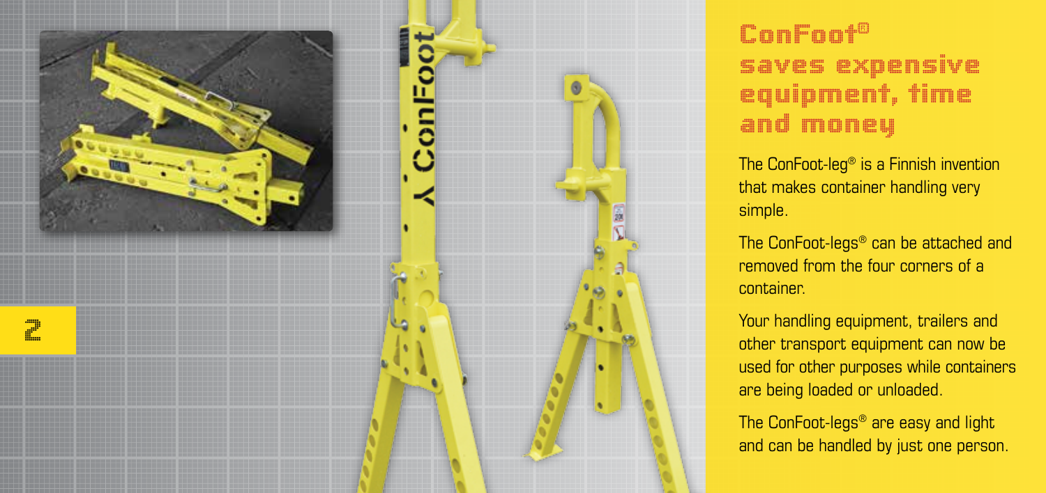# ConFoot® saves expensive equipment, time and money

The ConFoot-leg® is a Finnish invention that makes container handling very simple.

The ConFoot-legs® can be attached and removed from the four corners of a container.

Your handling equipment, trailers and other transport equipment can now be used for other purposes while containers are being loaded or unloaded.

The ConFoot-legs® are easy and light and can be handled by just one person.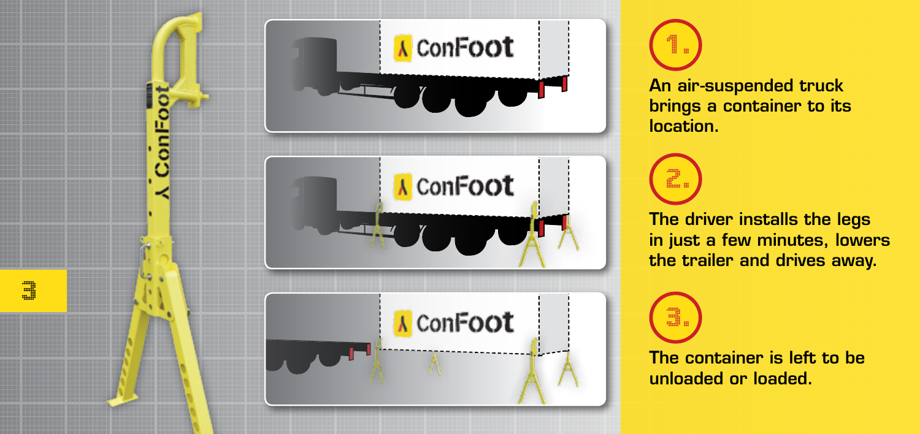1. An air-suspended truck brings a container to its location.

2. The driver installs the legs in just a few minutes, lowers the trailer and drives away.

3. The container is left to be unloaded or loaded.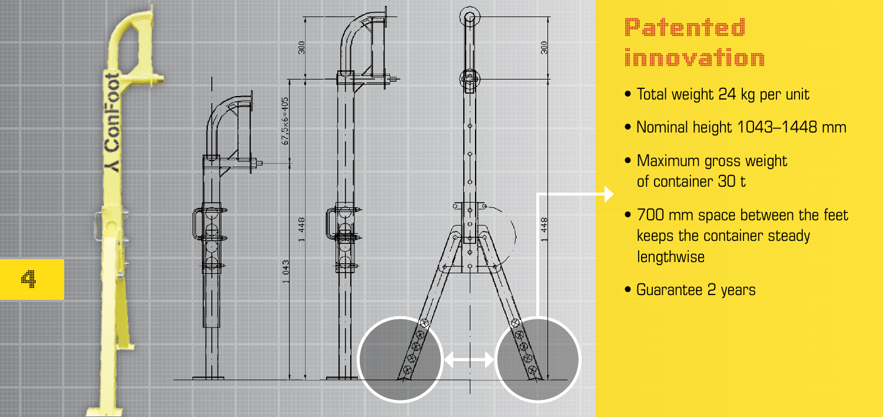## Patented innovation

- Total weight 24 kg per unit
- Nominal height 1043–1448 mm
- Maximum gross weight of container 30 t
- 700 mm space between the feet keeps the container steady lengthwise
- Guarantee 2 years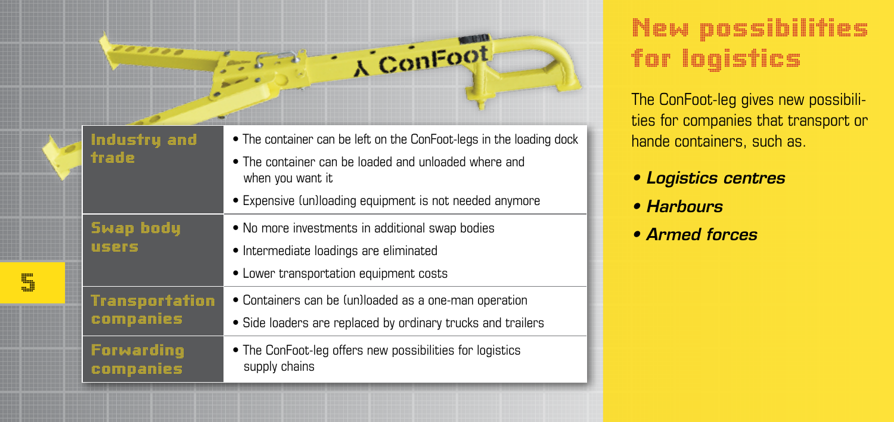# New possibilities for logistics

The ConFoot-leg gives new possibilities for companies that transport or hande containers, such as.

- ***Logistics centres***
- ***Harbours***
- ***Armed forces***

| | |
|---|---|
| **Industry and trade** | • The container can be left on the ConFoot-legs in the loading dock<br>• The container can be loaded and unloaded where and when you want it<br>• Expensive (un)loading equipment is not needed anymore |
| **Swap body users** | • No more investments in additional swap bodies<br>• Intermediate loadings are eliminated<br>• Lower transportation equipment costs |
| **Transportation companies** | • Containers can be (un)loaded as a one-man operation<br>• Side loaders are replaced by ordinary trucks and trailers |
| **Forwarding companies** | • The ConFoot-leg offers new possibilities for logistics supply chains |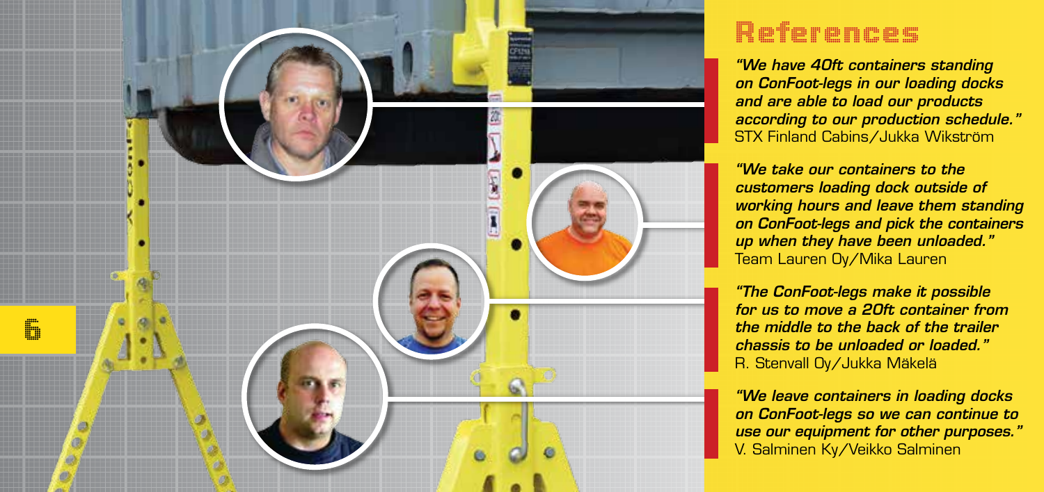# References

***"We have 40ft containers standing on ConFoot-legs in our loading docks and are able to load our products according to our production schedule."***
STX Finland Cabins/Jukka Wikström

***"We take our containers to the customers loading dock outside of working hours and leave them standing on ConFoot-legs and pick the containers up when they have been unloaded."***
Team Lauren Oy/Mika Lauren

***"The ConFoot-legs make it possible for us to move a 20ft container from the middle to the back of the trailer chassis to be unloaded or loaded."***
R. Stenvall Oy/Jukka Mäkelä

***"We leave containers in loading docks on ConFoot-legs so we can continue to use our equipment for other purposes."***
V. Salminen Ky/Veikko Salminen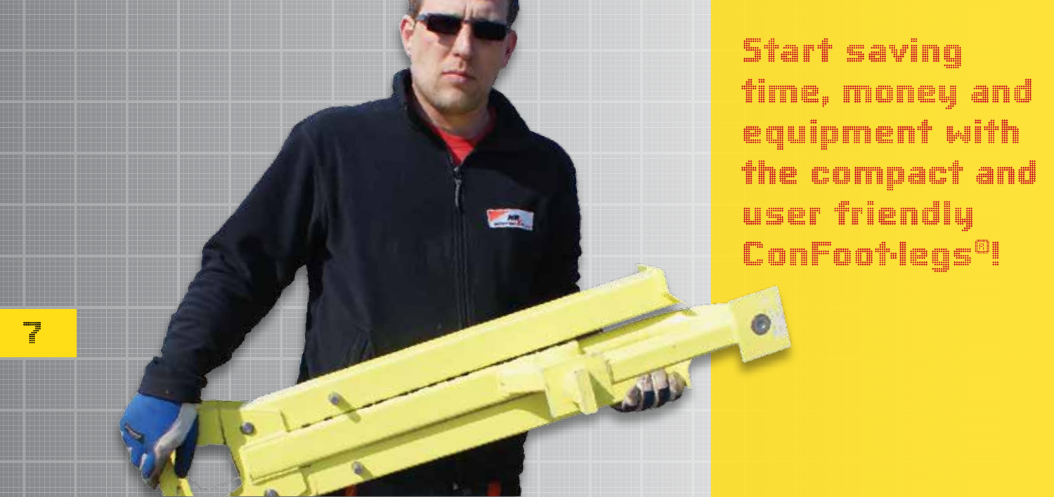Start saving time, money and equipment with the compact and user friendly ConFoot-legs®!